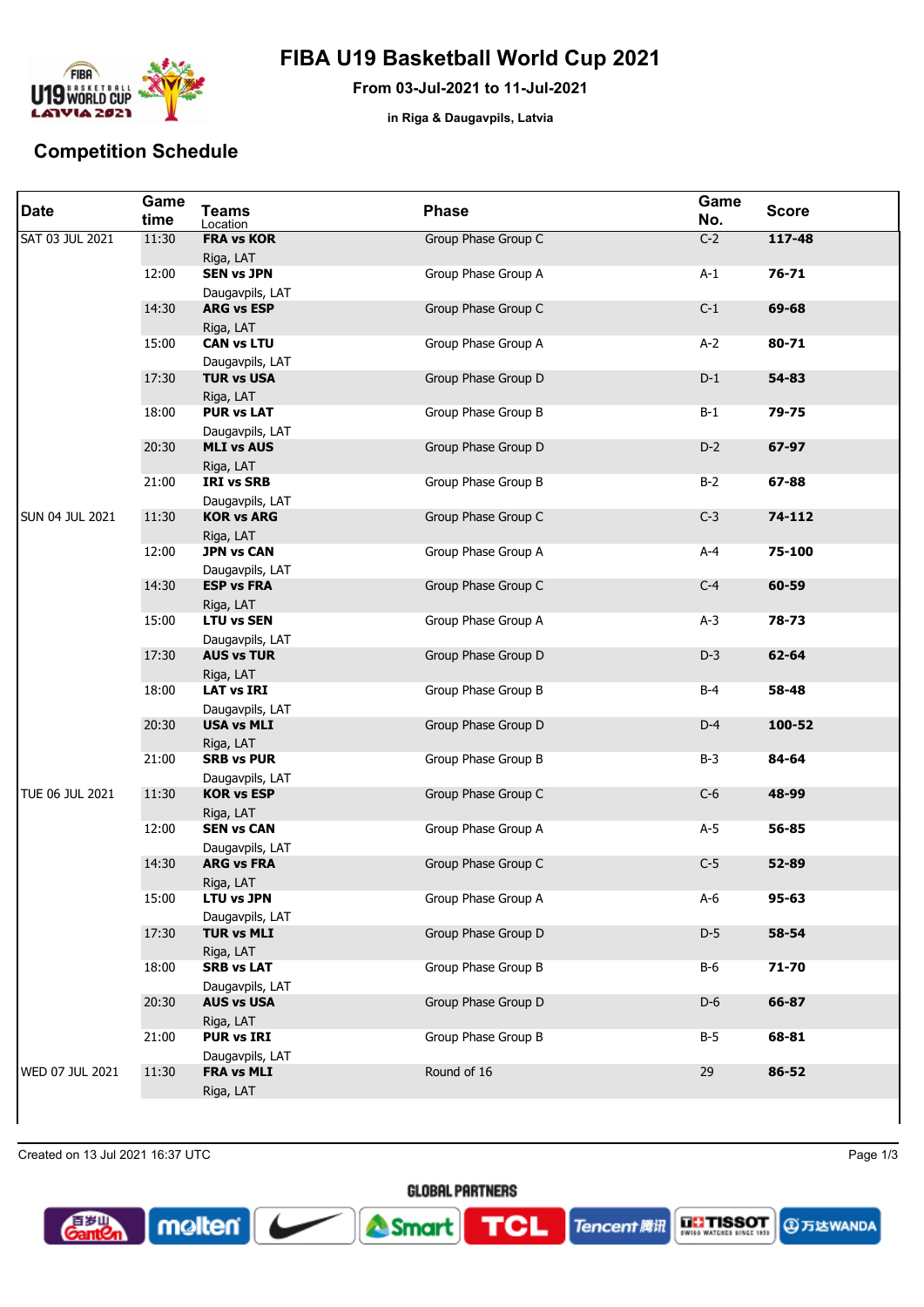# FIBA U19 Basketball World Cup 2021

**From 03-Jul-2021 to 11-Jul-2021**

**in Riga & Daugavpils, Latvia**

## Competition Schedule

| Date | Game time | Teams / Location | Phase | Game No. | Score |
|---|---|---|---|---|---|
| SAT 03 JUL 2021 | 11:30 | **FRA vs KOR** Riga, LAT | Group Phase Group C | C-2 | **117-48** |
| | 12:00 | **SEN vs JPN** Daugavpils, LAT | Group Phase Group A | A-1 | **76-71** |
| | 14:30 | **ARG vs ESP** Riga, LAT | Group Phase Group C | C-1 | **69-68** |
| | 15:00 | **CAN vs LTU** Daugavpils, LAT | Group Phase Group A | A-2 | **80-71** |
| | 17:30 | **TUR vs USA** Riga, LAT | Group Phase Group D | D-1 | **54-83** |
| | 18:00 | **PUR vs LAT** Daugavpils, LAT | Group Phase Group B | B-1 | **79-75** |
| | 20:30 | **MLI vs AUS** Riga, LAT | Group Phase Group D | D-2 | **67-97** |
| | 21:00 | **IRI vs SRB** Daugavpils, LAT | Group Phase Group B | B-2 | **67-88** |
| SUN 04 JUL 2021 | 11:30 | **KOR vs ARG** Riga, LAT | Group Phase Group C | C-3 | **74-112** |
| | 12:00 | **JPN vs CAN** Daugavpils, LAT | Group Phase Group A | A-4 | **75-100** |
| | 14:30 | **ESP vs FRA** Riga, LAT | Group Phase Group C | C-4 | **60-59** |
| | 15:00 | **LTU vs SEN** Daugavpils, LAT | Group Phase Group A | A-3 | **78-73** |
| | 17:30 | **AUS vs TUR** Riga, LAT | Group Phase Group D | D-3 | **62-64** |
| | 18:00 | **LAT vs IRI** Daugavpils, LAT | Group Phase Group B | B-4 | **58-48** |
| | 20:30 | **USA vs MLI** Riga, LAT | Group Phase Group D | D-4 | **100-52** |
| | 21:00 | **SRB vs PUR** Daugavpils, LAT | Group Phase Group B | B-3 | **84-64** |
| TUE 06 JUL 2021 | 11:30 | **KOR vs ESP** Riga, LAT | Group Phase Group C | C-6 | **48-99** |
| | 12:00 | **SEN vs CAN** Daugavpils, LAT | Group Phase Group A | A-5 | **56-85** |
| | 14:30 | **ARG vs FRA** Riga, LAT | Group Phase Group C | C-5 | **52-89** |
| | 15:00 | **LTU vs JPN** Daugavpils, LAT | Group Phase Group A | A-6 | **95-63** |
| | 17:30 | **TUR vs MLI** Riga, LAT | Group Phase Group D | D-5 | **58-54** |
| | 18:00 | **SRB vs LAT** Daugavpils, LAT | Group Phase Group B | B-6 | **71-70** |
| | 20:30 | **AUS vs USA** Riga, LAT | Group Phase Group D | D-6 | **66-87** |
| | 21:00 | **PUR vs IRI** Daugavpils, LAT | Group Phase Group B | B-5 | **68-81** |
| WED 07 JUL 2021 | 11:30 | **FRA vs MLI** Riga, LAT | Round of 16 | 29 | **86-52** |

Created on 13 Jul 2021 16:37 UTC

GLOBAL PARTNERS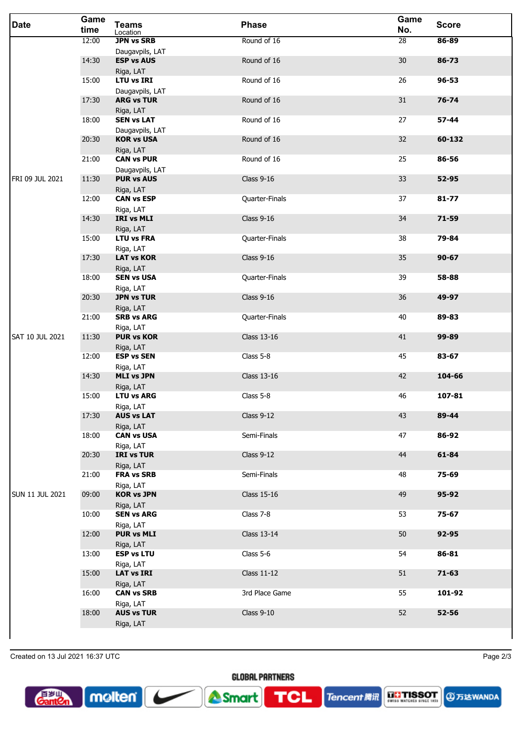| Date | Game time | Teams<br>Location | Phase | Game No. | Score |
|---|---|---|---|---|---|
| | 12:00 | **JPN vs SRB**<br>Daugavpils, LAT | Round of 16 | 28 | **86-89** |
| | 14:30 | **ESP vs AUS**<br>Riga, LAT | Round of 16 | 30 | **86-73** |
| | 15:00 | **LTU vs IRI**<br>Daugavpils, LAT | Round of 16 | 26 | **96-53** |
| | 17:30 | **ARG vs TUR**<br>Riga, LAT | Round of 16 | 31 | **76-74** |
| | 18:00 | **SEN vs LAT**<br>Daugavpils, LAT | Round of 16 | 27 | **57-44** |
| | 20:30 | **KOR vs USA**<br>Riga, LAT | Round of 16 | 32 | **60-132** |
| | 21:00 | **CAN vs PUR**<br>Daugavpils, LAT | Round of 16 | 25 | **86-56** |
| FRI 09 JUL 2021 | 11:30 | **PUR vs AUS**<br>Riga, LAT | Class 9-16 | 33 | **52-95** |
| | 12:00 | **CAN vs ESP**<br>Riga, LAT | Quarter-Finals | 37 | **81-77** |
| | 14:30 | **IRI vs MLI**<br>Riga, LAT | Class 9-16 | 34 | **71-59** |
| | 15:00 | **LTU vs FRA**<br>Riga, LAT | Quarter-Finals | 38 | **79-84** |
| | 17:30 | **LAT vs KOR**<br>Riga, LAT | Class 9-16 | 35 | **90-67** |
| | 18:00 | **SEN vs USA**<br>Riga, LAT | Quarter-Finals | 39 | **58-88** |
| | 20:30 | **JPN vs TUR**<br>Riga, LAT | Class 9-16 | 36 | **49-97** |
| | 21:00 | **SRB vs ARG**<br>Riga, LAT | Quarter-Finals | 40 | **89-83** |
| SAT 10 JUL 2021 | 11:30 | **PUR vs KOR**<br>Riga, LAT | Class 13-16 | 41 | **99-89** |
| | 12:00 | **ESP vs SEN**<br>Riga, LAT | Class 5-8 | 45 | **83-67** |
| | 14:30 | **MLI vs JPN**<br>Riga, LAT | Class 13-16 | 42 | **104-66** |
| | 15:00 | **LTU vs ARG**<br>Riga, LAT | Class 5-8 | 46 | **107-81** |
| | 17:30 | **AUS vs LAT**<br>Riga, LAT | Class 9-12 | 43 | **89-44** |
| | 18:00 | **CAN vs USA**<br>Riga, LAT | Semi-Finals | 47 | **86-92** |
| | 20:30 | **IRI vs TUR**<br>Riga, LAT | Class 9-12 | 44 | **61-84** |
| | 21:00 | **FRA vs SRB**<br>Riga, LAT | Semi-Finals | 48 | **75-69** |
| SUN 11 JUL 2021 | 09:00 | **KOR vs JPN**<br>Riga, LAT | Class 15-16 | 49 | **95-92** |
| | 10:00 | **SEN vs ARG**<br>Riga, LAT | Class 7-8 | 53 | **75-67** |
| | 12:00 | **PUR vs MLI**<br>Riga, LAT | Class 13-14 | 50 | **92-95** |
| | 13:00 | **ESP vs LTU**<br>Riga, LAT | Class 5-6 | 54 | **86-81** |
| | 15:00 | **LAT vs IRI**<br>Riga, LAT | Class 11-12 | 51 | **71-63** |
| | 16:00 | **CAN vs SRB**<br>Riga, LAT | 3rd Place Game | 55 | **101-92** |
| | 18:00 | **AUS vs TUR**<br>Riga, LAT | Class 9-10 | 52 | **52-56** |

Created on 13 Jul 2021 16:37 UTC

GLOBAL PARTNERS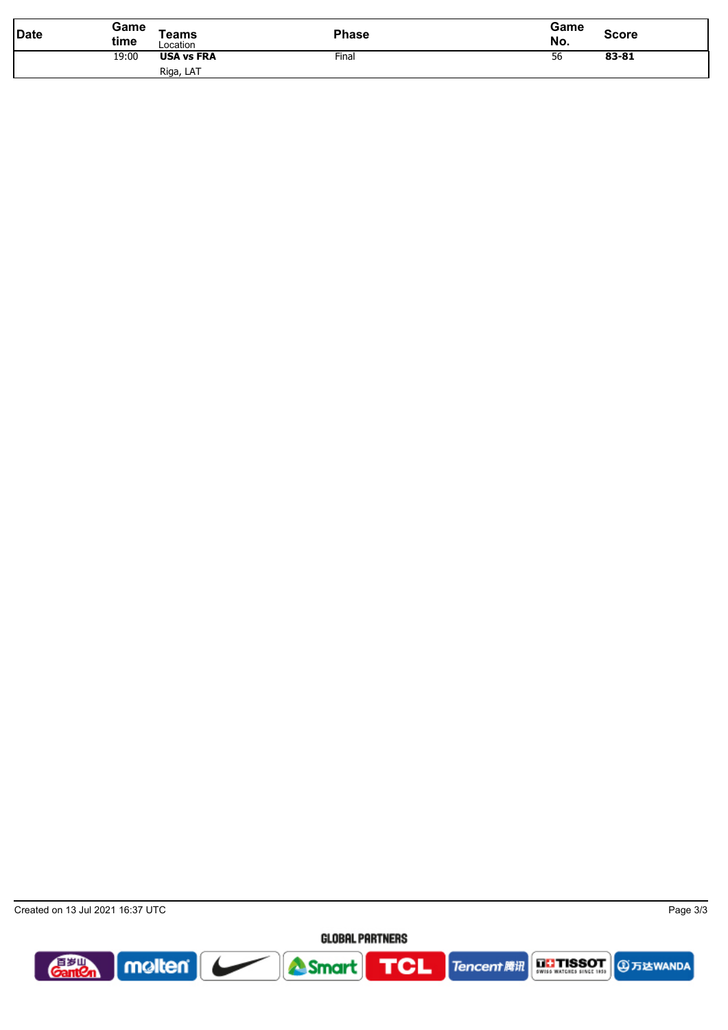| Date | Game time | Teams<br>Location | Phase | Game No. | Score |
| --- | --- | --- | --- | --- | --- |
| | 19:00 | **USA vs FRA**<br>Riga, LAT | Final | 56 | **83-81** |

Created on 13 Jul 2021 16:37 UTC

GLOBAL PARTNERS